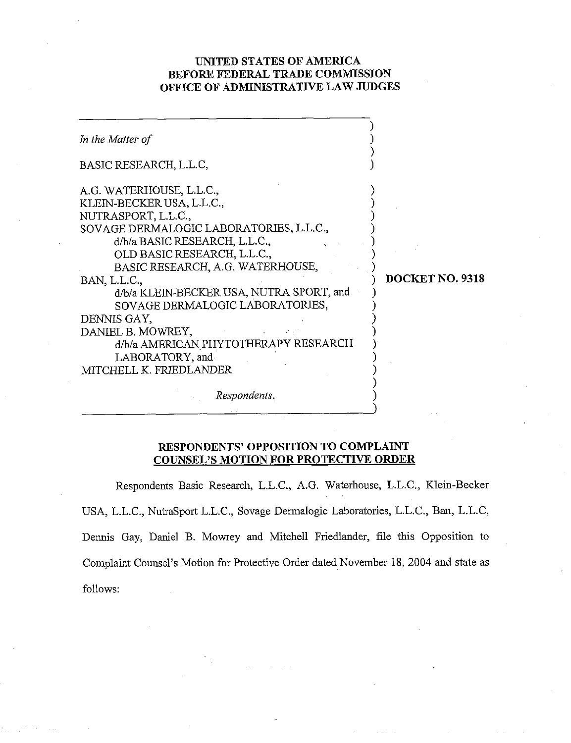**UNITED STATES OF AMERICA**
**BEFORE FEDERAL TRADE COMMISSION**
**OFFICE OF ADMINISTRATIVE LAW JUDGES**

*In the Matter of*

BASIC RESEARCH, L.L.C,

A.G. WATERHOUSE, L.L.C.,
KLEIN-BECKER USA, L.L.C.,
NUTRASPORT, L.L.C.,
SOVAGE DERMALOGIC LABORATORIES, L.L.C.,
d/b/a BASIC RESEARCH, L.L.C.,
OLD BASIC RESEARCH, L.L.C.,
BASIC RESEARCH, A.G. WATERHOUSE,
BAN, L.L.C.,
d/b/a KLEIN-BECKER USA, NUTRA SPORT, and
SOVAGE DERMALOGIC LABORATORIES,
DENNIS GAY,
DANIEL B. MOWREY,
d/b/a AMERICAN PHYTOTHERAPY RESEARCH
LABORATORY, and
MITCHELL K. FRIEDLANDER

*Respondents.*

**DOCKET NO. 9318**

**RESPONDENTS' OPPOSITION TO COMPLAINT COUNSEL'S MOTION FOR PROTECTIVE ORDER**

Respondents Basic Research, L.L.C., A.G. Waterhouse, L.L.C., Klein-Becker USA, L.L.C., NutraSport L.L.C., Sovage Dermalogic Laboratories, L.L.C., Ban, L.L.C, Dennis Gay, Daniel B. Mowrey and Mitchell Friedlander, file this Opposition to Complaint Counsel's Motion for Protective Order dated November 18, 2004 and state as follows: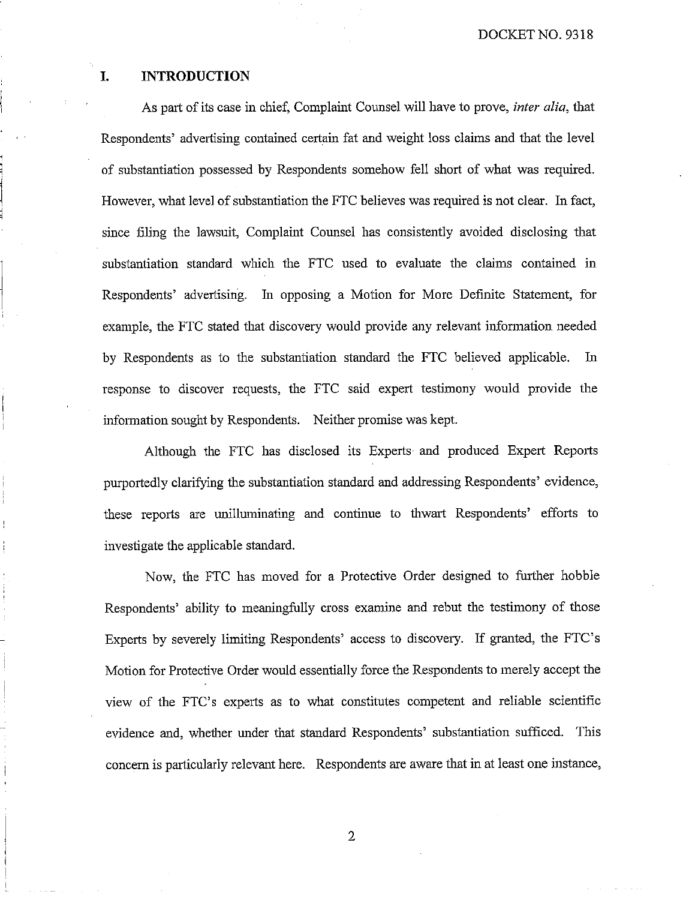## I. INTRODUCTION

As part of its case in chief, Complaint Counsel will have to prove, *inter alia*, that Respondents' advertising contained certain fat and weight loss claims and that the level of substantiation possessed by Respondents somehow fell short of what was required. However, what level of substantiation the FTC believes was required is not clear. In fact, since filing the lawsuit, Complaint Counsel has consistently avoided disclosing that substantiation standard which the FTC used to evaluate the claims contained in Respondents' advertising. In opposing a Motion for More Definite Statement, for example, the FTC stated that discovery would provide any relevant information needed by Respondents as to the substantiation standard the FTC believed applicable. In response to discover requests, the FTC said expert testimony would provide the information sought by Respondents. Neither promise was kept.

Although the FTC has disclosed its Experts and produced Expert Reports purportedly clarifying the substantiation standard and addressing Respondents' evidence, these reports are unilluminating and continue to thwart Respondents' efforts to investigate the applicable standard.

Now, the FTC has moved for a Protective Order designed to further hobble Respondents' ability to meaningfully cross examine and rebut the testimony of those Experts by severely limiting Respondents' access to discovery. If granted, the FTC's Motion for Protective Order would essentially force the Respondents to merely accept the view of the FTC's experts as to what constitutes competent and reliable scientific evidence and, whether under that standard Respondents' substantiation sufficed. This concern is particularly relevant here. Respondents are aware that in at least one instance,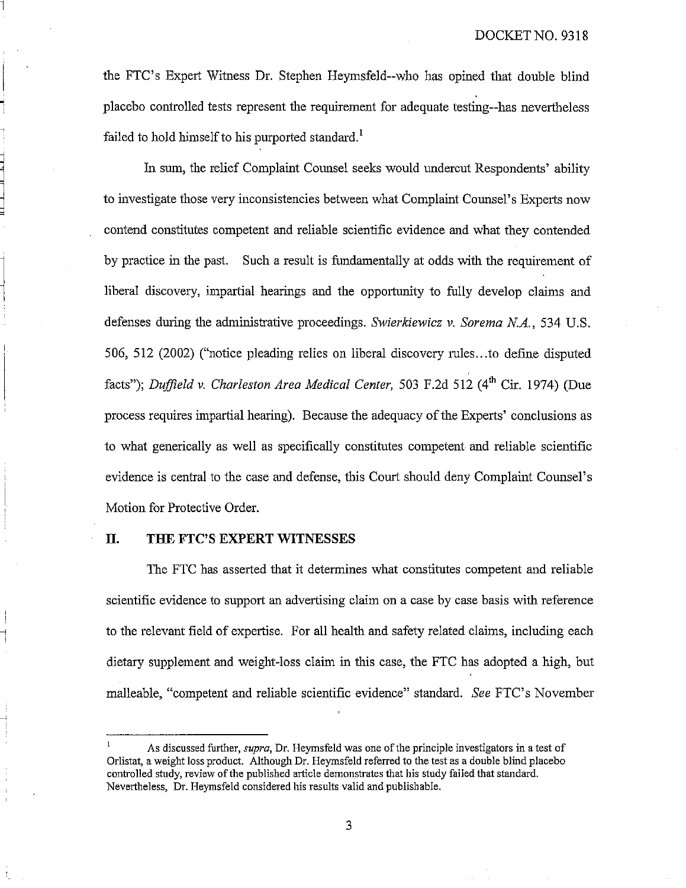the FTC's Expert Witness Dr. Stephen Heymsfeld--who has opined that double blind placebo controlled tests represent the requirement for adequate testing--has nevertheless failed to hold himself to his purported standard.[1]

In sum, the relief Complaint Counsel seeks would undercut Respondents' ability to investigate those very inconsistencies between what Complaint Counsel's Experts now contend constitutes competent and reliable scientific evidence and what they contended by practice in the past. Such a result is fundamentally at odds with the requirement of liberal discovery, impartial hearings and the opportunity to fully develop claims and defenses during the administrative proceedings. *Swierkiewicz v. Sorema N.A.*, 534 U.S. 506, 512 (2002) ("notice pleading relies on liberal discovery rules...to define disputed facts"); *Duffield v. Charleston Area Medical Center,* 503 F.2d 512 (4th Cir. 1974) (Due process requires impartial hearing). Because the adequacy of the Experts' conclusions as to what generically as well as specifically constitutes competent and reliable scientific evidence is central to the case and defense, this Court should deny Complaint Counsel's Motion for Protective Order.

## II. THE FTC'S EXPERT WITNESSES

The FTC has asserted that it determines what constitutes competent and reliable scientific evidence to support an advertising claim on a case by case basis with reference to the relevant field of expertise. For all health and safety related claims, including each dietary supplement and weight-loss claim in this case, the FTC has adopted a high, but malleable, "competent and reliable scientific evidence" standard. *See* FTC's November

---

[1] As discussed further, *supra*, Dr. Heymsfeld was one of the principle investigators in a test of Orlistat, a weight loss product. Although Dr. Heymsfeld referred to the test as a double blind placebo controlled study, review of the published article demonstrates that his study failed that standard. Nevertheless, Dr. Heymsfeld considered his results valid and publishable.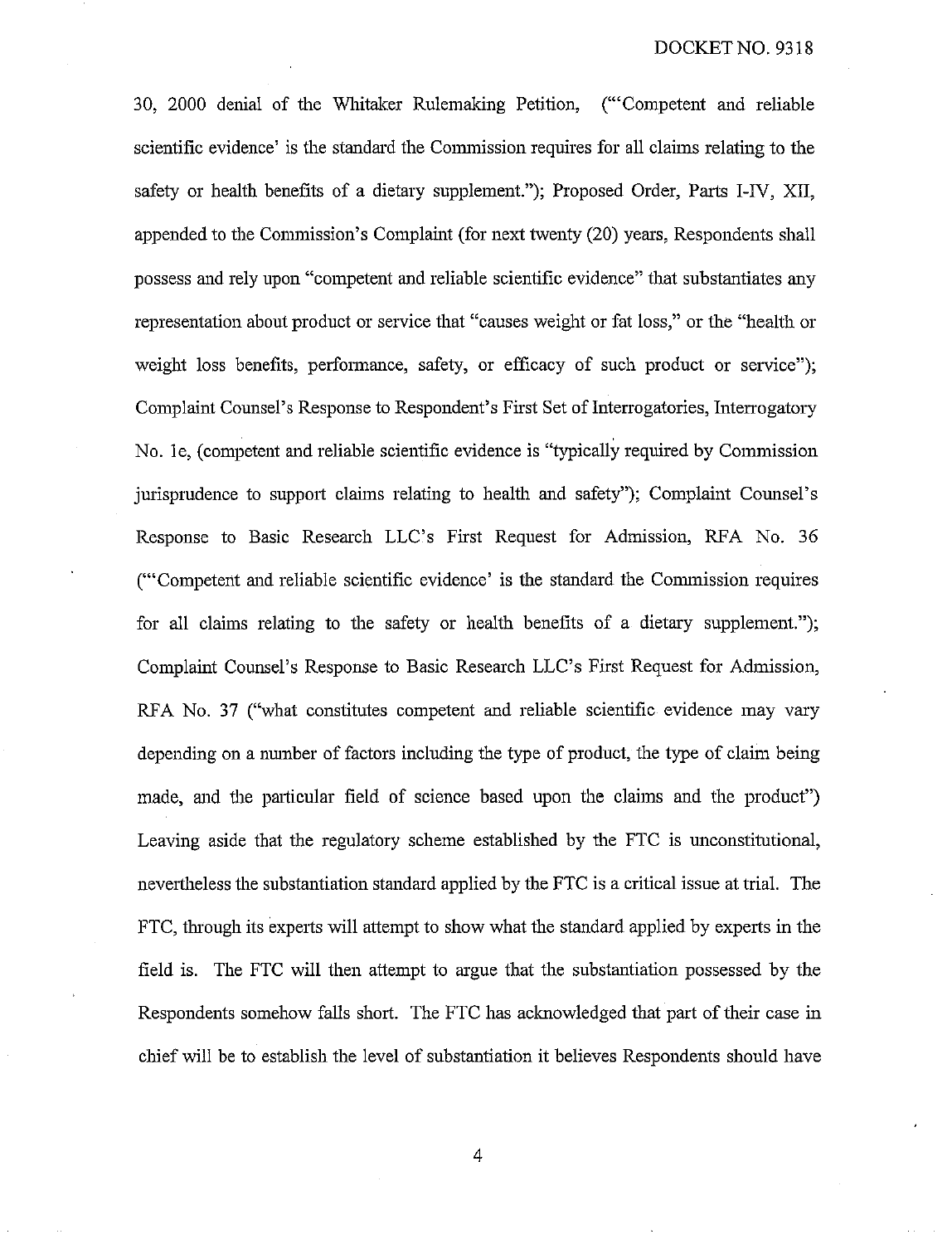30, 2000 denial of the Whitaker Rulemaking Petition, ("'Competent and reliable scientific evidence' is the standard the Commission requires for all claims relating to the safety or health benefits of a dietary supplement."); Proposed Order, Parts I-IV, XII, appended to the Commission's Complaint (for next twenty (20) years, Respondents shall possess and rely upon "competent and reliable scientific evidence" that substantiates any representation about product or service that "causes weight or fat loss," or the "health or weight loss benefits, performance, safety, or efficacy of such product or service"); Complaint Counsel's Response to Respondent's First Set of Interrogatories, Interrogatory No. 1e, (competent and reliable scientific evidence is "typically required by Commission jurisprudence to support claims relating to health and safety"); Complaint Counsel's Response to Basic Research LLC's First Request for Admission, RFA No. 36 ("'Competent and reliable scientific evidence' is the standard the Commission requires for all claims relating to the safety or health benefits of a dietary supplement."); Complaint Counsel's Response to Basic Research LLC's First Request for Admission, RFA No. 37 ("what constitutes competent and reliable scientific evidence may vary depending on a number of factors including the type of product, the type of claim being made, and the particular field of science based upon the claims and the product") Leaving aside that the regulatory scheme established by the FTC is unconstitutional, nevertheless the substantiation standard applied by the FTC is a critical issue at trial. The FTC, through its experts will attempt to show what the standard applied by experts in the field is. The FTC will then attempt to argue that the substantiation possessed by the Respondents somehow falls short. The FTC has acknowledged that part of their case in chief will be to establish the level of substantiation it believes Respondents should have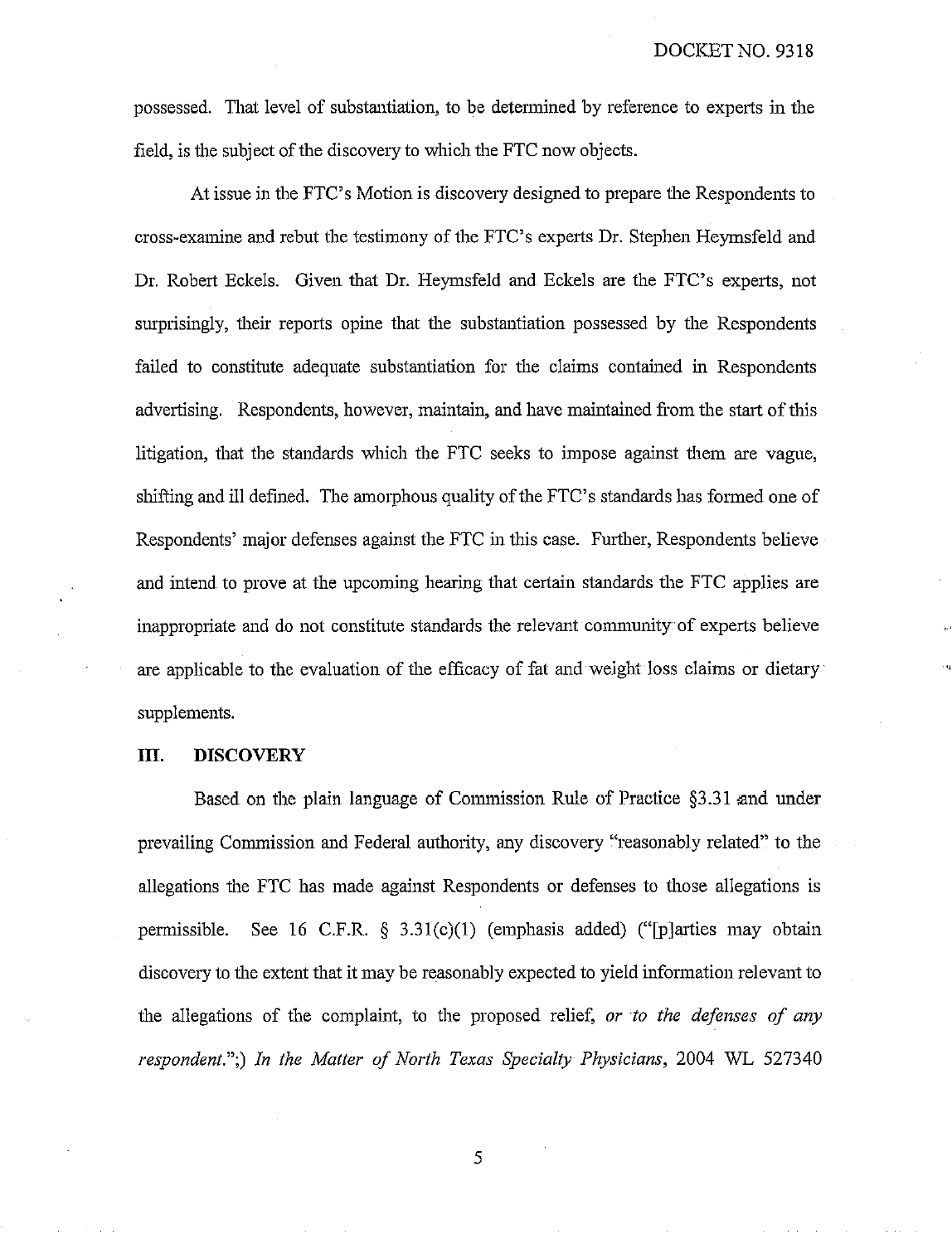possessed. That level of substantiation, to be determined by reference to experts in the field, is the subject of the discovery to which the FTC now objects.

At issue in the FTC's Motion is discovery designed to prepare the Respondents to cross-examine and rebut the testimony of the FTC's experts Dr. Stephen Heymsfeld and Dr. Robert Eckels. Given that Dr. Heymsfeld and Eckels are the FTC's experts, not surprisingly, their reports opine that the substantiation possessed by the Respondents failed to constitute adequate substantiation for the claims contained in Respondents advertising. Respondents, however, maintain, and have maintained from the start of this litigation, that the standards which the FTC seeks to impose against them are vague, shifting and ill defined. The amorphous quality of the FTC's standards has formed one of Respondents' major defenses against the FTC in this case. Further, Respondents believe and intend to prove at the upcoming hearing that certain standards the FTC applies are inappropriate and do not constitute standards the relevant community of experts believe are applicable to the evaluation of the efficacy of fat and weight loss claims or dietary supplements.

## III. DISCOVERY

Based on the plain language of Commission Rule of Practice §3.31 and under prevailing Commission and Federal authority, any discovery "reasonably related" to the allegations the FTC has made against Respondents or defenses to those allegations is permissible. See 16 C.F.R. § 3.31(c)(1) (emphasis added) ("[p]arties may obtain discovery to the extent that it may be reasonably expected to yield information relevant to the allegations of the complaint, to the proposed relief, *or to the defenses of any respondent.*";) *In the Matter of North Texas Specialty Physicians*, 2004 WL 527340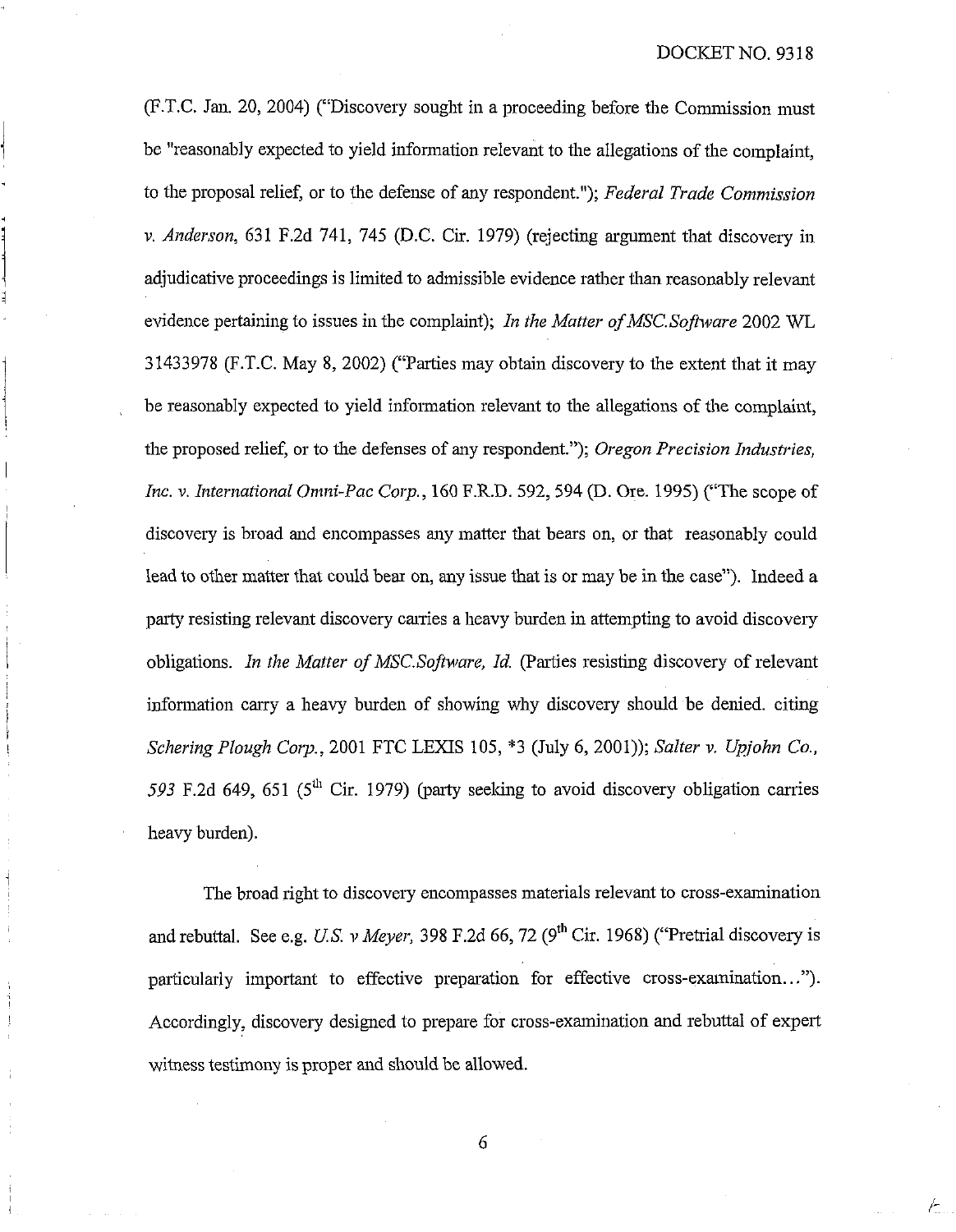(F.T.C. Jan. 20, 2004) ("Discovery sought in a proceeding before the Commission must be "reasonably expected to yield information relevant to the allegations of the complaint, to the proposal relief, or to the defense of any respondent."); *Federal Trade Commission v. Anderson*, 631 F.2d 741, 745 (D.C. Cir. 1979) (rejecting argument that discovery in adjudicative proceedings is limited to admissible evidence rather than reasonably relevant evidence pertaining to issues in the complaint); *In the Matter of MSC.Software* 2002 WL 31433978 (F.T.C. May 8, 2002) ("Parties may obtain discovery to the extent that it may be reasonably expected to yield information relevant to the allegations of the complaint, the proposed relief, or to the defenses of any respondent."); *Oregon Precision Industries, Inc. v. International Omni-Pac Corp.*, 160 F.R.D. 592, 594 (D. Ore. 1995) ("The scope of discovery is broad and encompasses any matter that bears on, or that reasonably could lead to other matter that could bear on, any issue that is or may be in the case"). Indeed a party resisting relevant discovery carries a heavy burden in attempting to avoid discovery obligations. *In the Matter of MSC.Software, Id.* (Parties resisting discovery of relevant information carry a heavy burden of showing why discovery should be denied. citing *Schering Plough Corp.*, 2001 FTC LEXIS 105, *3 (July 6, 2001)); *Salter v. Upjohn Co., 593* F.2d 649, 651 (5th Cir. 1979) (party seeking to avoid discovery obligation carries heavy burden).

The broad right to discovery encompasses materials relevant to cross-examination and rebuttal. See e.g. *U.S. v Meyer*, 398 F.2d 66, 72 (9th Cir. 1968) ("Pretrial discovery is particularly important to effective preparation for effective cross-examination..."). Accordingly, discovery designed to prepare for cross-examination and rebuttal of expert witness testimony is proper and should be allowed.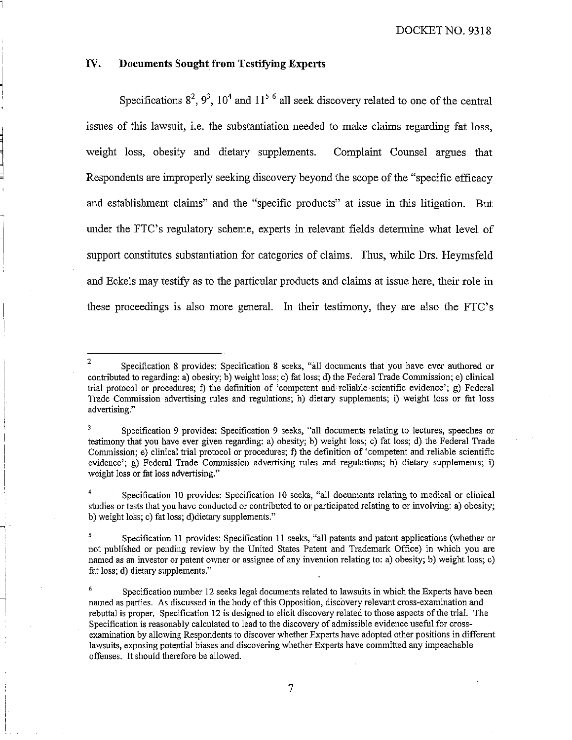## IV. Documents Sought from Testifying Experts

Specifications 8[2], 9[3], 10[4] and 11[5] [6] all seek discovery related to one of the central issues of this lawsuit, i.e. the substantiation needed to make claims regarding fat loss, weight loss, obesity and dietary supplements. Complaint Counsel argues that Respondents are improperly seeking discovery beyond the scope of the "specific efficacy and establishment claims" and the "specific products" at issue in this litigation. But under the FTC's regulatory scheme, experts in relevant fields determine what level of support constitutes substantiation for categories of claims. Thus, while Drs. Heymsfeld and Eckels may testify as to the particular products and claims at issue here, their role in these proceedings is also more general. In their testimony, they are also the FTC's

---

[2] Specification 8 provides: Specification 8 seeks, "all documents that you have ever authored or contributed to regarding: a) obesity; b) weight loss; c) fat loss; d) the Federal Trade Commission; e) clinical trial protocol or procedures; f) the definition of 'competent and reliable scientific evidence'; g) Federal Trade Commission advertising rules and regulations; h) dietary supplements; i) weight loss or fat loss advertising."

[3] Specification 9 provides: Specification 9 seeks, "all documents relating to lectures, speeches or testimony that you have ever given regarding: a) obesity; b) weight loss; c) fat loss; d) the Federal Trade Commission; e) clinical trial protocol or procedures; f) the definition of 'competent and reliable scientific evidence'; g) Federal Trade Commission advertising rules and regulations; h) dietary supplements; i) weight loss or fat loss advertising."

[4] Specification 10 provides: Specification 10 seeks, "all documents relating to medical or clinical studies or tests that you have conducted or contributed to or participated relating to or involving: a) obesity; b) weight loss; c) fat loss; d)dietary supplements."

[5] Specification 11 provides: Specification 11 seeks, "all patents and patent applications (whether or not published or pending review by the United States Patent and Trademark Office) in which you are named as an investor or patent owner or assignee of any invention relating to: a) obesity; b) weight loss; c) fat loss; d) dietary supplements."

[6] Specification number 12 seeks legal documents related to lawsuits in which the Experts have been named as parties. As discussed in the body of this Opposition, discovery relevant cross-examination and rebuttal is proper. Specification 12 is designed to elicit discovery related to those aspects of the trial. The Specification is reasonably calculated to lead to the discovery of admissible evidence useful for cross-examination by allowing Respondents to discover whether Experts have adopted other positions in different lawsuits, exposing potential biases and discovering whether Experts have committed any impeachable offenses. It should therefore be allowed.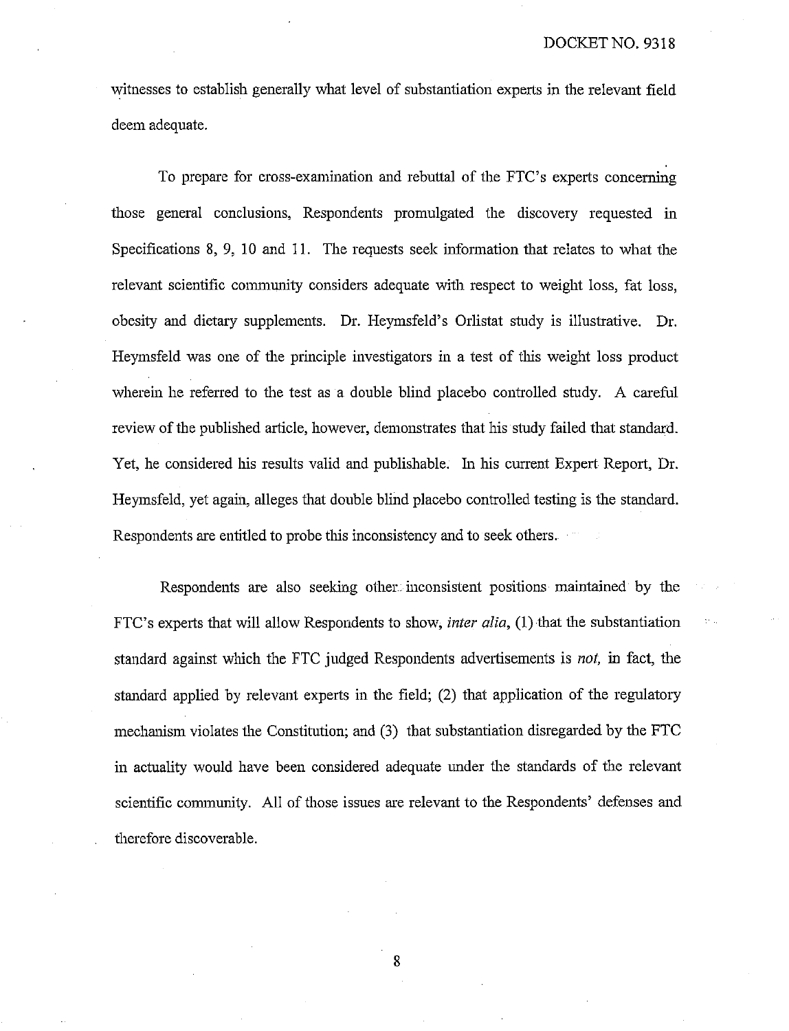witnesses to establish generally what level of substantiation experts in the relevant field deem adequate.

To prepare for cross-examination and rebuttal of the FTC's experts concerning those general conclusions, Respondents promulgated the discovery requested in Specifications 8, 9, 10 and 11. The requests seek information that relates to what the relevant scientific community considers adequate with respect to weight loss, fat loss, obesity and dietary supplements. Dr. Heymsfeld's Orlistat study is illustrative. Dr. Heymsfeld was one of the principle investigators in a test of this weight loss product wherein he referred to the test as a double blind placebo controlled study. A careful review of the published article, however, demonstrates that his study failed that standard. Yet, he considered his results valid and publishable. In his current Expert Report, Dr. Heymsfeld, yet again, alleges that double blind placebo controlled testing is the standard. Respondents are entitled to probe this inconsistency and to seek others.

Respondents are also seeking other inconsistent positions maintained by the FTC's experts that will allow Respondents to show, *inter alia*, (1) that the substantiation standard against which the FTC judged Respondents advertisements is *not,* in fact, the standard applied by relevant experts in the field; (2) that application of the regulatory mechanism violates the Constitution; and (3) that substantiation disregarded by the FTC in actuality would have been considered adequate under the standards of the relevant scientific community. All of those issues are relevant to the Respondents' defenses and therefore discoverable.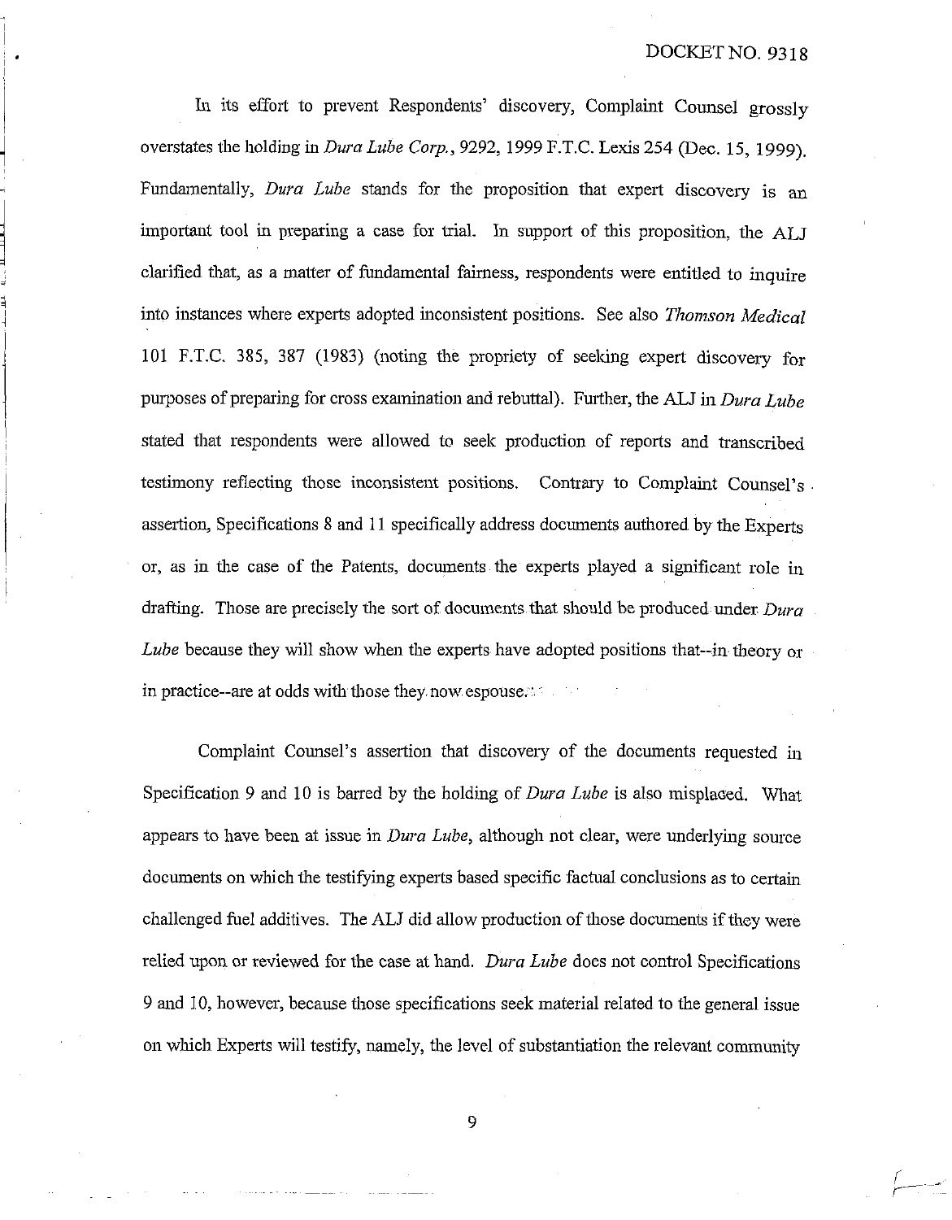In its effort to prevent Respondents' discovery, Complaint Counsel grossly overstates the holding in *Dura Lube Corp.*, 9292, 1999 F.T.C. Lexis 254 (Dec. 15, 1999). Fundamentally, *Dura Lube* stands for the proposition that expert discovery is an important tool in preparing a case for trial. In support of this proposition, the ALJ clarified that, as a matter of fundamental fairness, respondents were entitled to inquire into instances where experts adopted inconsistent positions. See also *Thomson Medical* 101 F.T.C. 385, 387 (1983) (noting the propriety of seeking expert discovery for purposes of preparing for cross examination and rebuttal). Further, the ALJ in *Dura Lube* stated that respondents were allowed to seek production of reports and transcribed testimony reflecting those inconsistent positions. Contrary to Complaint Counsel's assertion, Specifications 8 and 11 specifically address documents authored by the Experts or, as in the case of the Patents, documents the experts played a significant role in drafting. Those are precisely the sort of documents that should be produced under *Dura Lube* because they will show when the experts have adopted positions that--in theory or in practice--are at odds with those they now espouse.

Complaint Counsel's assertion that discovery of the documents requested in Specification 9 and 10 is barred by the holding of *Dura Lube* is also misplaced. What appears to have been at issue in *Dura Lube*, although not clear, were underlying source documents on which the testifying experts based specific factual conclusions as to certain challenged fuel additives. The ALJ did allow production of those documents if they were relied upon or reviewed for the case at hand. *Dura Lube* does not control Specifications 9 and 10, however, because those specifications seek material related to the general issue on which Experts will testify, namely, the level of substantiation the relevant community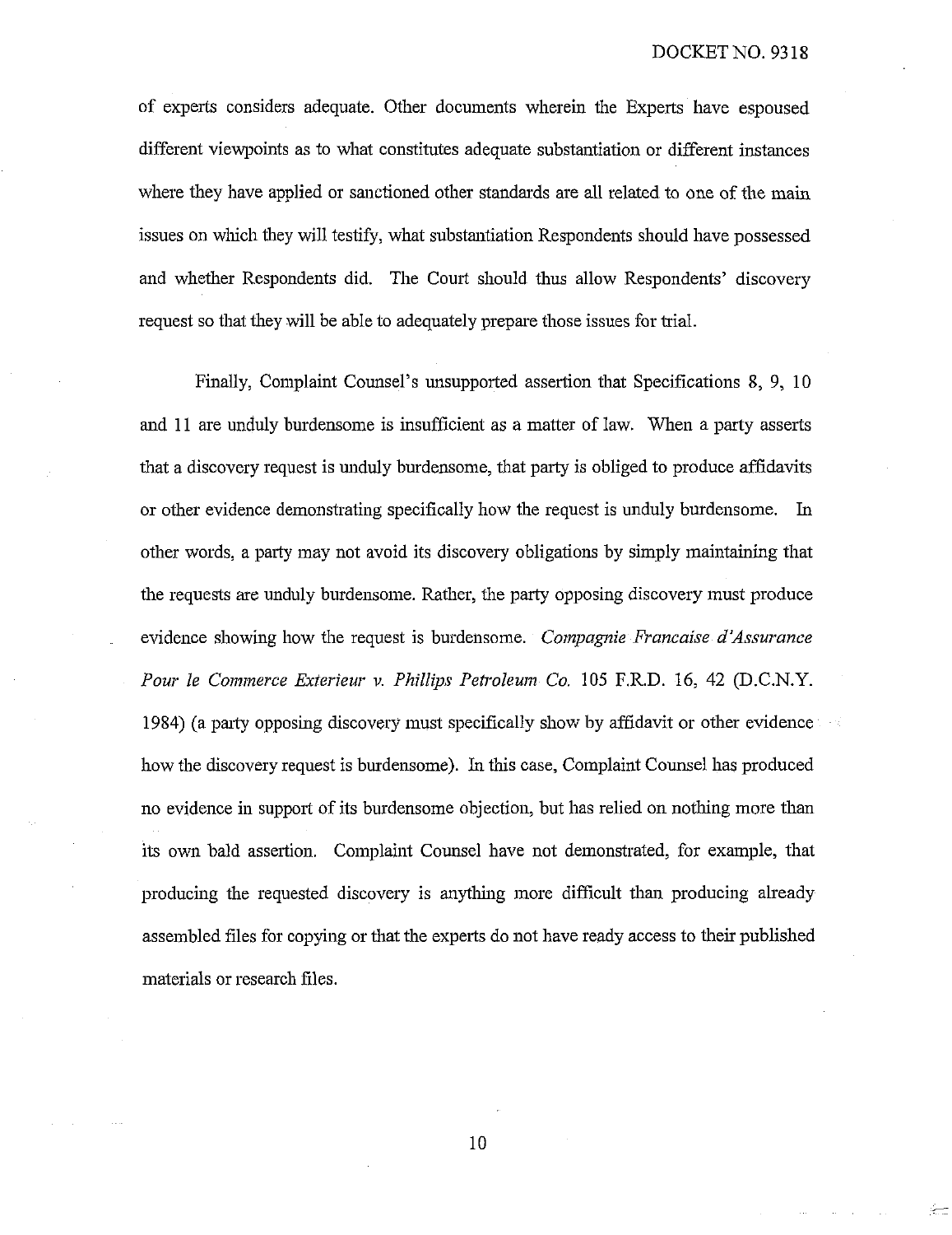of experts considers adequate. Other documents wherein the Experts have espoused different viewpoints as to what constitutes adequate substantiation or different instances where they have applied or sanctioned other standards are all related to one of the main issues on which they will testify, what substantiation Respondents should have possessed and whether Respondents did. The Court should thus allow Respondents' discovery request so that they will be able to adequately prepare those issues for trial.

Finally, Complaint Counsel's unsupported assertion that Specifications 8, 9, 10 and 11 are unduly burdensome is insufficient as a matter of law. When a party asserts that a discovery request is unduly burdensome, that party is obliged to produce affidavits or other evidence demonstrating specifically how the request is unduly burdensome. In other words, a party may not avoid its discovery obligations by simply maintaining that the requests are unduly burdensome. Rather, the party opposing discovery must produce evidence showing how the request is burdensome. *Compagnie Francaise d'Assurance Pour le Commerce Exterieur v. Phillips Petroleum Co.* 105 F.R.D. 16, 42 (D.C.N.Y. 1984) (a party opposing discovery must specifically show by affidavit or other evidence how the discovery request is burdensome). In this case, Complaint Counsel has produced no evidence in support of its burdensome objection, but has relied on nothing more than its own bald assertion. Complaint Counsel have not demonstrated, for example, that producing the requested discovery is anything more difficult than producing already assembled files for copying or that the experts do not have ready access to their published materials or research files.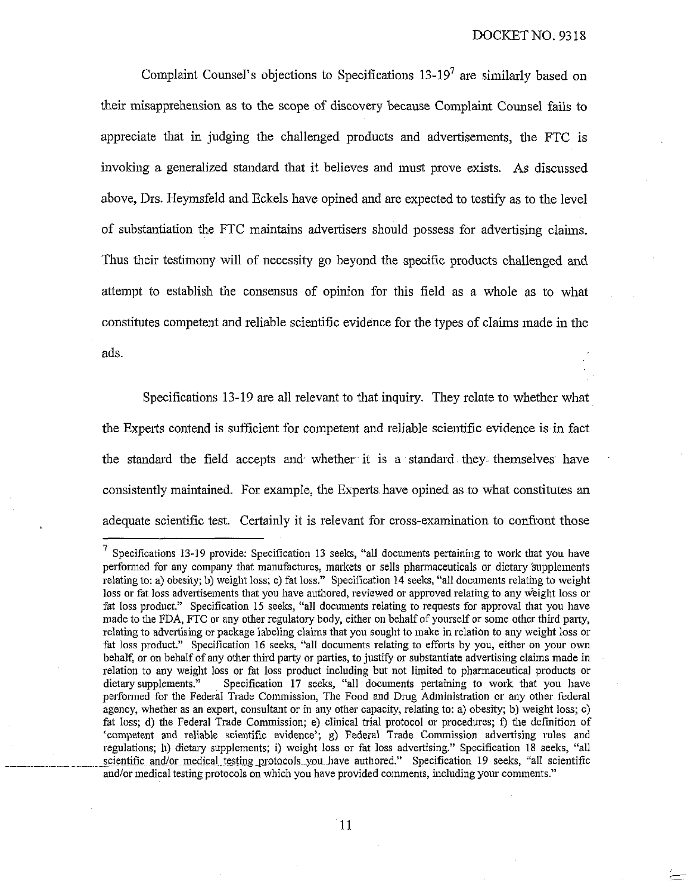Complaint Counsel's objections to Specifications 13-19[7] are similarly based on their misapprehension as to the scope of discovery because Complaint Counsel fails to appreciate that in judging the challenged products and advertisements, the FTC is invoking a generalized standard that it believes and must prove exists. As discussed above, Drs. Heymsfeld and Eckels have opined and are expected to testify as to the level of substantiation the FTC maintains advertisers should possess for advertising claims. Thus their testimony will of necessity go beyond the specific products challenged and attempt to establish the consensus of opinion for this field as a whole as to what constitutes competent and reliable scientific evidence for the types of claims made in the ads.

Specifications 13-19 are all relevant to that inquiry. They relate to whether what the Experts contend is sufficient for competent and reliable scientific evidence is in fact the standard the field accepts and whether it is a standard they themselves have consistently maintained. For example, the Experts have opined as to what constitutes an adequate scientific test. Certainly it is relevant for cross-examination to confront those

---

[7] Specifications 13-19 provide: Specification 13 seeks, "all documents pertaining to work that you have performed for any company that manufactures, markets or sells pharmaceuticals or dietary supplements relating to: a) obesity; b) weight loss; c) fat loss." Specification 14 seeks, "all documents relating to weight loss or fat loss advertisements that you have authored, reviewed or approved relating to any weight loss or fat loss product." Specification 15 seeks, "all documents relating to requests for approval that you have made to the FDA, FTC or any other regulatory body, either on behalf of yourself or some other third party, relating to advertising or package labeling claims that you sought to make in relation to any weight loss or fat loss product." Specification 16 seeks, "all documents relating to efforts by you, either on your own behalf, or on behalf of any other third party or parties, to justify or substantiate advertising claims made in relation to any weight loss or fat loss product including but not limited to pharmaceutical products or dietary supplements." Specification 17 seeks, "all documents pertaining to work that you have performed for the Federal Trade Commission, The Food and Drug Administration or any other federal agency, whether as an expert, consultant or in any other capacity, relating to: a) obesity; b) weight loss; c) fat loss; d) the Federal Trade Commission; e) clinical trial protocol or procedures; f) the definition of 'competent and reliable scientific evidence'; g) Federal Trade Commission advertising rules and regulations; h) dietary supplements; i) weight loss or fat loss advertising." Specification 18 seeks, "all scientific and/or medical testing protocols you have authored." Specification 19 seeks, "all scientific and/or medical testing protocols on which you have provided comments, including your comments."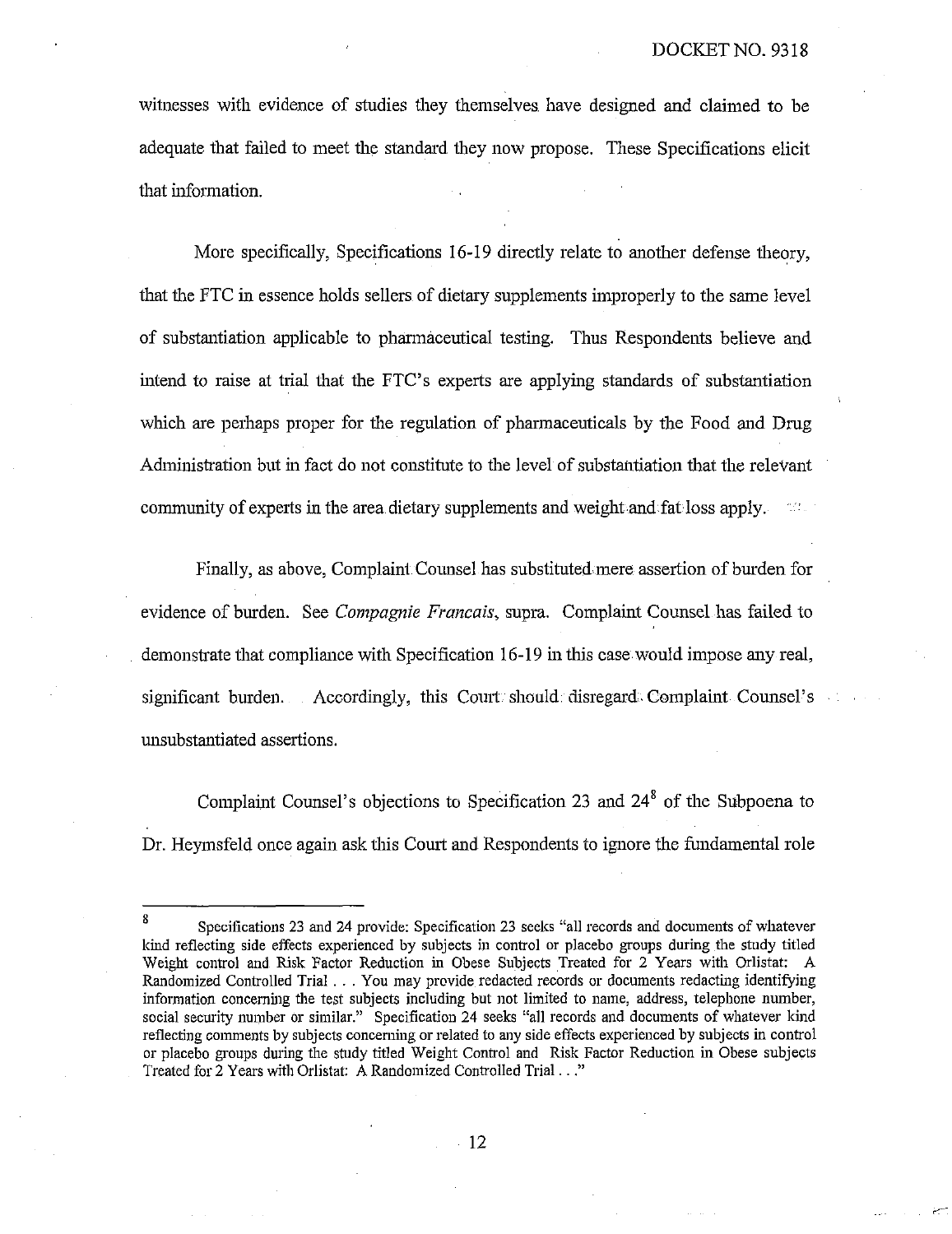witnesses with evidence of studies they themselves have designed and claimed to be adequate that failed to meet the standard they now propose. These Specifications elicit that information.

More specifically, Specifications 16-19 directly relate to another defense theory, that the FTC in essence holds sellers of dietary supplements improperly to the same level of substantiation applicable to pharmaceutical testing. Thus Respondents believe and intend to raise at trial that the FTC's experts are applying standards of substantiation which are perhaps proper for the regulation of pharmaceuticals by the Food and Drug Administration but in fact do not constitute to the level of substantiation that the relevant community of experts in the area dietary supplements and weight and fat loss apply.

Finally, as above, Complaint Counsel has substituted mere assertion of burden for evidence of burden. See *Compagnie Francais*, supra. Complaint Counsel has failed to demonstrate that compliance with Specification 16-19 in this case would impose any real, significant burden. Accordingly, this Court should disregard Complaint Counsel's unsubstantiated assertions.

Complaint Counsel's objections to Specification 23 and 24[8] of the Subpoena to Dr. Heymsfeld once again ask this Court and Respondents to ignore the fundamental role

---

[8] Specifications 23 and 24 provide: Specification 23 seeks "all records and documents of whatever kind reflecting side effects experienced by subjects in control or placebo groups during the study titled Weight control and Risk Factor Reduction in Obese Subjects Treated for 2 Years with Orlistat: A Randomized Controlled Trial . . . You may provide redacted records or documents redacting identifying information concerning the test subjects including but not limited to name, address, telephone number, social security number or similar." Specification 24 seeks "all records and documents of whatever kind reflecting comments by subjects concerning or related to any side effects experienced by subjects in control or placebo groups during the study titled Weight Control and Risk Factor Reduction in Obese subjects Treated for 2 Years with Orlistat: A Randomized Controlled Trial . . ."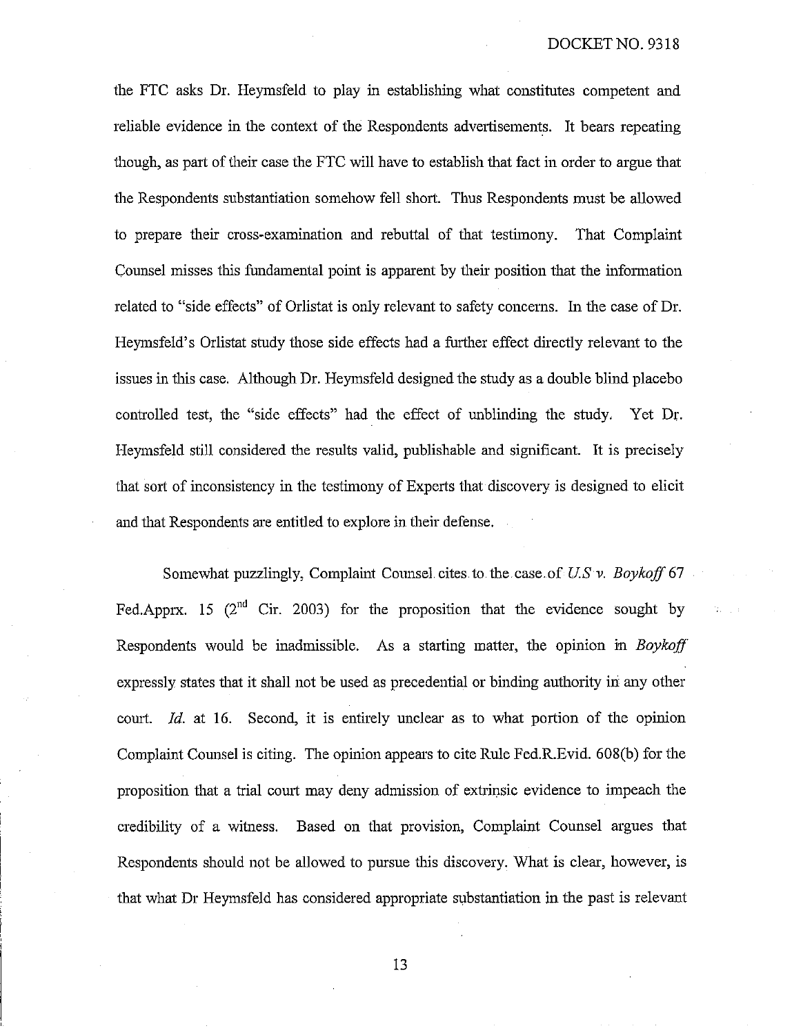the FTC asks Dr. Heymsfeld to play in establishing what constitutes competent and reliable evidence in the context of the Respondents advertisements. It bears repeating though, as part of their case the FTC will have to establish that fact in order to argue that the Respondents substantiation somehow fell short. Thus Respondents must be allowed to prepare their cross-examination and rebuttal of that testimony. That Complaint Counsel misses this fundamental point is apparent by their position that the information related to "side effects" of Orlistat is only relevant to safety concerns. In the case of Dr. Heymsfeld's Orlistat study those side effects had a further effect directly relevant to the issues in this case. Although Dr. Heymsfeld designed the study as a double blind placebo controlled test, the "side effects" had the effect of unblinding the study. Yet Dr. Heymsfeld still considered the results valid, publishable and significant. It is precisely that sort of inconsistency in the testimony of Experts that discovery is designed to elicit and that Respondents are entitled to explore in their defense.

Somewhat puzzlingly, Complaint Counsel cites to the case of *U.S v. Boykoff* 67 Fed.Apprx. 15 (2nd Cir. 2003) for the proposition that the evidence sought by Respondents would be inadmissible. As a starting matter, the opinion in *Boykoff* expressly states that it shall not be used as precedential or binding authority in any other court. *Id.* at 16. Second, it is entirely unclear as to what portion of the opinion Complaint Counsel is citing. The opinion appears to cite Rule Fed.R.Evid. 608(b) for the proposition that a trial court may deny admission of extrinsic evidence to impeach the credibility of a witness. Based on that provision, Complaint Counsel argues that Respondents should not be allowed to pursue this discovery. What is clear, however, is that what Dr Heymsfeld has considered appropriate substantiation in the past is relevant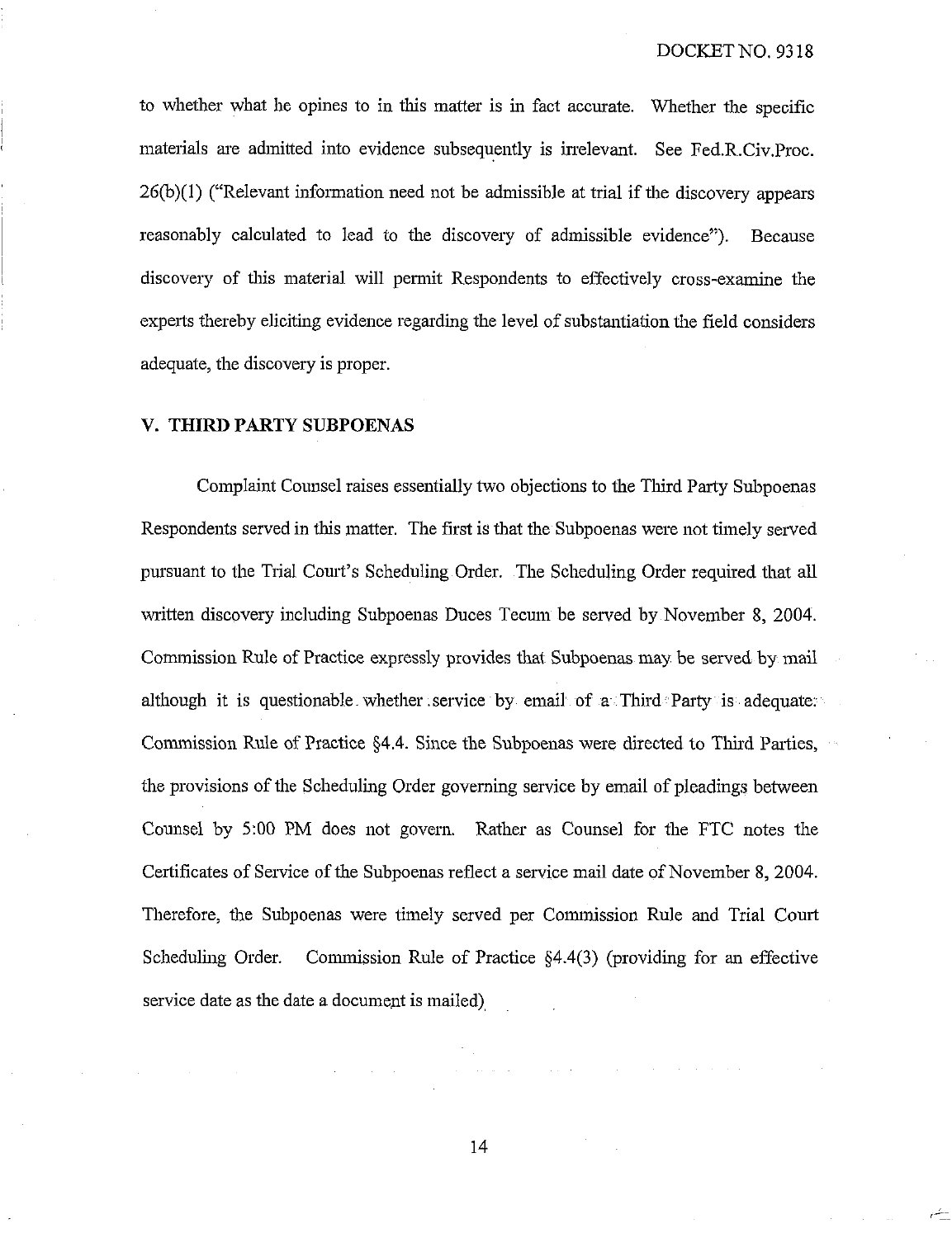to whether what he opines to in this matter is in fact accurate. Whether the specific materials are admitted into evidence subsequently is irrelevant. See Fed.R.Civ.Proc. 26(b)(1) ("Relevant information need not be admissible at trial if the discovery appears reasonably calculated to lead to the discovery of admissible evidence"). Because discovery of this material will permit Respondents to effectively cross-examine the experts thereby eliciting evidence regarding the level of substantiation the field considers adequate, the discovery is proper.

## V. THIRD PARTY SUBPOENAS

Complaint Counsel raises essentially two objections to the Third Party Subpoenas Respondents served in this matter. The first is that the Subpoenas were not timely served pursuant to the Trial Court's Scheduling Order. The Scheduling Order required that all written discovery including Subpoenas Duces Tecum be served by November 8, 2004. Commission Rule of Practice expressly provides that Subpoenas may be served by mail although it is questionable whether service by email of a Third Party is adequate. Commission Rule of Practice §4.4. Since the Subpoenas were directed to Third Parties, the provisions of the Scheduling Order governing service by email of pleadings between Counsel by 5:00 PM does not govern. Rather as Counsel for the FTC notes the Certificates of Service of the Subpoenas reflect a service mail date of November 8, 2004. Therefore, the Subpoenas were timely served per Commission Rule and Trial Court Scheduling Order. Commission Rule of Practice §4.4(3) (providing for an effective service date as the date a document is mailed)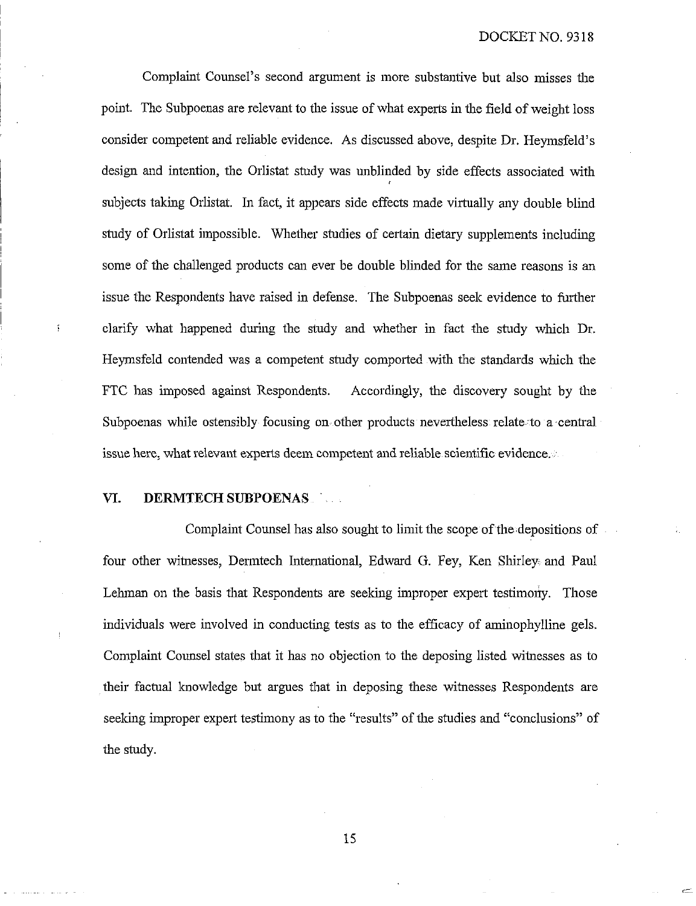Complaint Counsel's second argument is more substantive but also misses the point. The Subpoenas are relevant to the issue of what experts in the field of weight loss consider competent and reliable evidence. As discussed above, despite Dr. Heymsfeld's design and intention, the Orlistat study was unblinded by side effects associated with subjects taking Orlistat. In fact, it appears side effects made virtually any double blind study of Orlistat impossible. Whether studies of certain dietary supplements including some of the challenged products can ever be double blinded for the same reasons is an issue the Respondents have raised in defense. The Subpoenas seek evidence to further clarify what happened during the study and whether in fact the study which Dr. Heymsfeld contended was a competent study comported with the standards which the FTC has imposed against Respondents. Accordingly, the discovery sought by the Subpoenas while ostensibly focusing on other products nevertheless relate to a central issue here, what relevant experts deem competent and reliable scientific evidence.

## VI. DERMTECH SUBPOENAS

Complaint Counsel has also sought to limit the scope of the depositions of four other witnesses, Dermtech International, Edward G. Fey, Ken Shirley and Paul Lehman on the basis that Respondents are seeking improper expert testimony. Those individuals were involved in conducting tests as to the efficacy of aminophylline gels. Complaint Counsel states that it has no objection to the deposing listed witnesses as to their factual knowledge but argues that in deposing these witnesses Respondents are seeking improper expert testimony as to the "results" of the studies and "conclusions" of the study.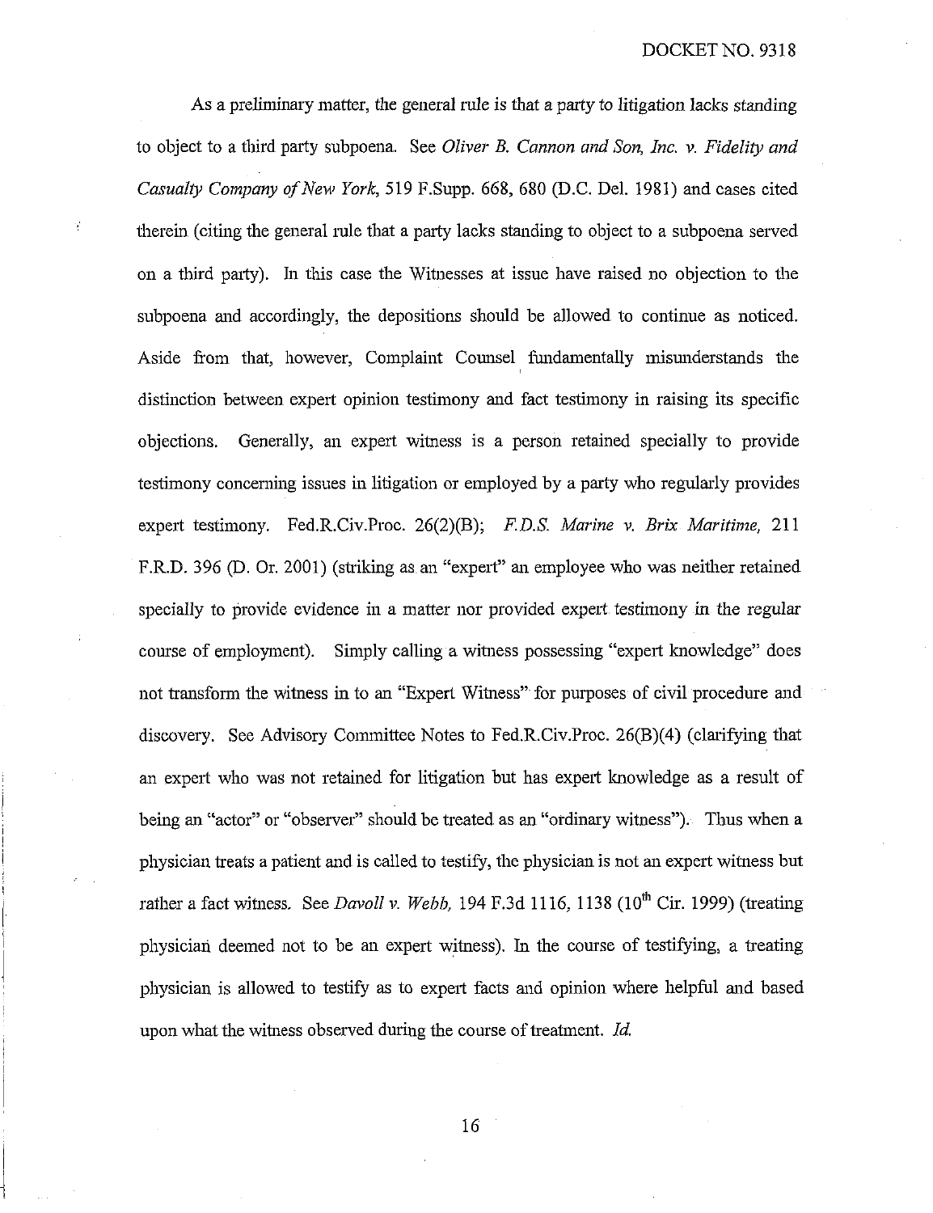As a preliminary matter, the general rule is that a party to litigation lacks standing to object to a third party subpoena. See *Oliver B. Cannon and Son, Inc. v. Fidelity and Casualty Company of New York*, 519 F.Supp. 668, 680 (D.C. Del. 1981) and cases cited therein (citing the general rule that a party lacks standing to object to a subpoena served on a third party). In this case the Witnesses at issue have raised no objection to the subpoena and accordingly, the depositions should be allowed to continue as noticed. Aside from that, however, Complaint Counsel fundamentally misunderstands the distinction between expert opinion testimony and fact testimony in raising its specific objections. Generally, an expert witness is a person retained specially to provide testimony concerning issues in litigation or employed by a party who regularly provides expert testimony. Fed.R.Civ.Proc. 26(2)(B); *F.D.S. Marine v. Brix Maritime*, 211 F.R.D. 396 (D. Or. 2001) (striking as an "expert" an employee who was neither retained specially to provide evidence in a matter nor provided expert testimony in the regular course of employment). Simply calling a witness possessing "expert knowledge" does not transform the witness in to an "Expert Witness" for purposes of civil procedure and discovery. See Advisory Committee Notes to Fed.R.Civ.Proc. 26(B)(4) (clarifying that an expert who was not retained for litigation but has expert knowledge as a result of being an "actor" or "observer" should be treated as an "ordinary witness"). Thus when a physician treats a patient and is called to testify, the physician is not an expert witness but rather a fact witness. See *Davoll v. Webb*, 194 F.3d 1116, 1138 (10th Cir. 1999) (treating physician deemed not to be an expert witness). In the course of testifying, a treating physician is allowed to testify as to expert facts and opinion where helpful and based upon what the witness observed during the course of treatment. *Id.*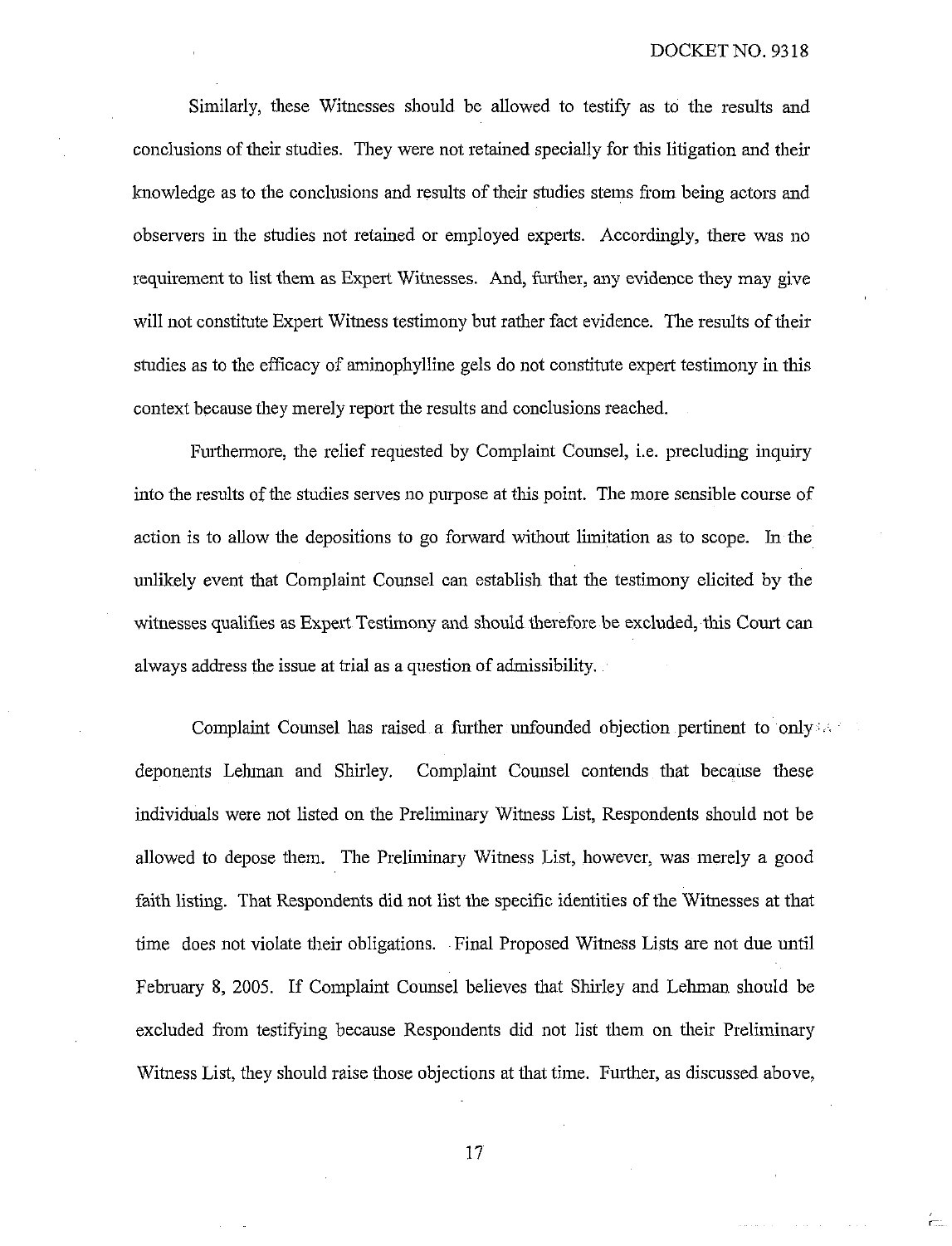Similarly, these Witnesses should be allowed to testify as to the results and conclusions of their studies. They were not retained specially for this litigation and their knowledge as to the conclusions and results of their studies stems from being actors and observers in the studies not retained or employed experts. Accordingly, there was no requirement to list them as Expert Witnesses. And, further, any evidence they may give will not constitute Expert Witness testimony but rather fact evidence. The results of their studies as to the efficacy of aminophylline gels do not constitute expert testimony in this context because they merely report the results and conclusions reached.

Furthermore, the relief requested by Complaint Counsel, i.e. precluding inquiry into the results of the studies serves no purpose at this point. The more sensible course of action is to allow the depositions to go forward without limitation as to scope. In the unlikely event that Complaint Counsel can establish that the testimony elicited by the witnesses qualifies as Expert Testimony and should therefore be excluded, this Court can always address the issue at trial as a question of admissibility.

Complaint Counsel has raised a further unfounded objection pertinent to only deponents Lehman and Shirley. Complaint Counsel contends that because these individuals were not listed on the Preliminary Witness List, Respondents should not be allowed to depose them. The Preliminary Witness List, however, was merely a good faith listing. That Respondents did not list the specific identities of the Witnesses at that time does not violate their obligations. Final Proposed Witness Lists are not due until February 8, 2005. If Complaint Counsel believes that Shirley and Lehman should be excluded from testifying because Respondents did not list them on their Preliminary Witness List, they should raise those objections at that time. Further, as discussed above,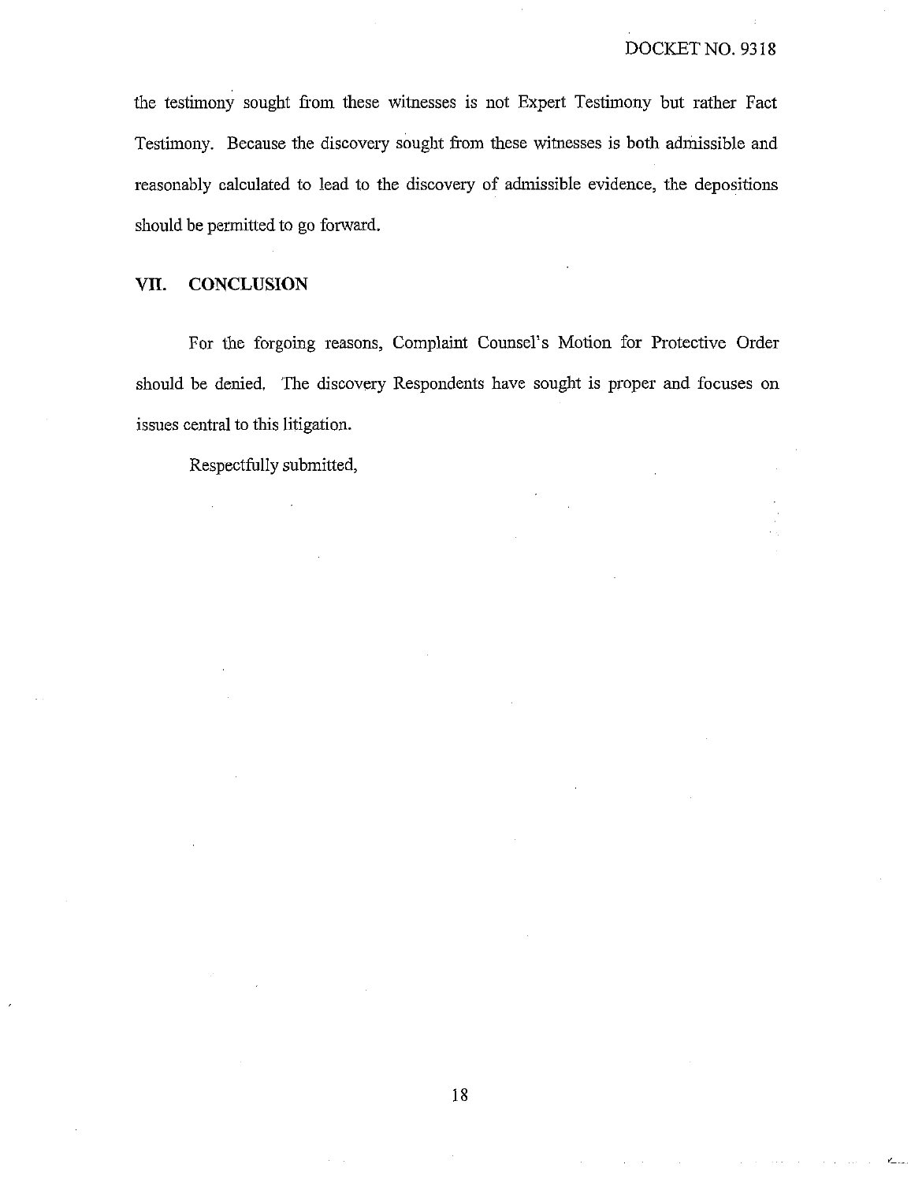the testimony sought from these witnesses is not Expert Testimony but rather Fact Testimony. Because the discovery sought from these witnesses is both admissible and reasonably calculated to lead to the discovery of admissible evidence, the depositions should be permitted to go forward.

## VII. CONCLUSION

For the forgoing reasons, Complaint Counsel's Motion for Protective Order should be denied. The discovery Respondents have sought is proper and focuses on issues central to this litigation.

Respectfully submitted,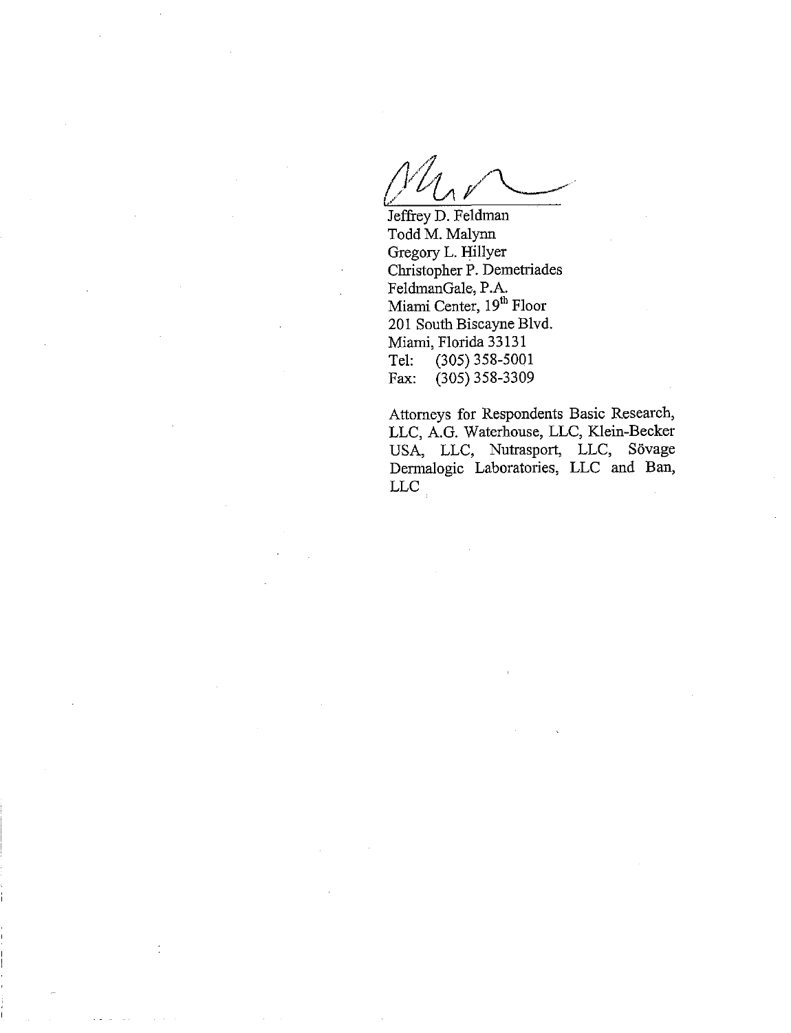Jeffrey D. Feldman
Todd M. Malynn
Gregory L. Hillyer
Christopher P. Demetriades
FeldmanGale, P.A.
Miami Center, 19th Floor
201 South Biscayne Blvd.
Miami, Florida 33131
Tel: (305) 358-5001
Fax: (305) 358-3309

Attorneys for Respondents Basic Research, LLC, A.G. Waterhouse, LLC, Klein-Becker USA, LLC, Nutrasport, LLC, Sövage Dermalogic Laboratories, LLC and Ban, LLC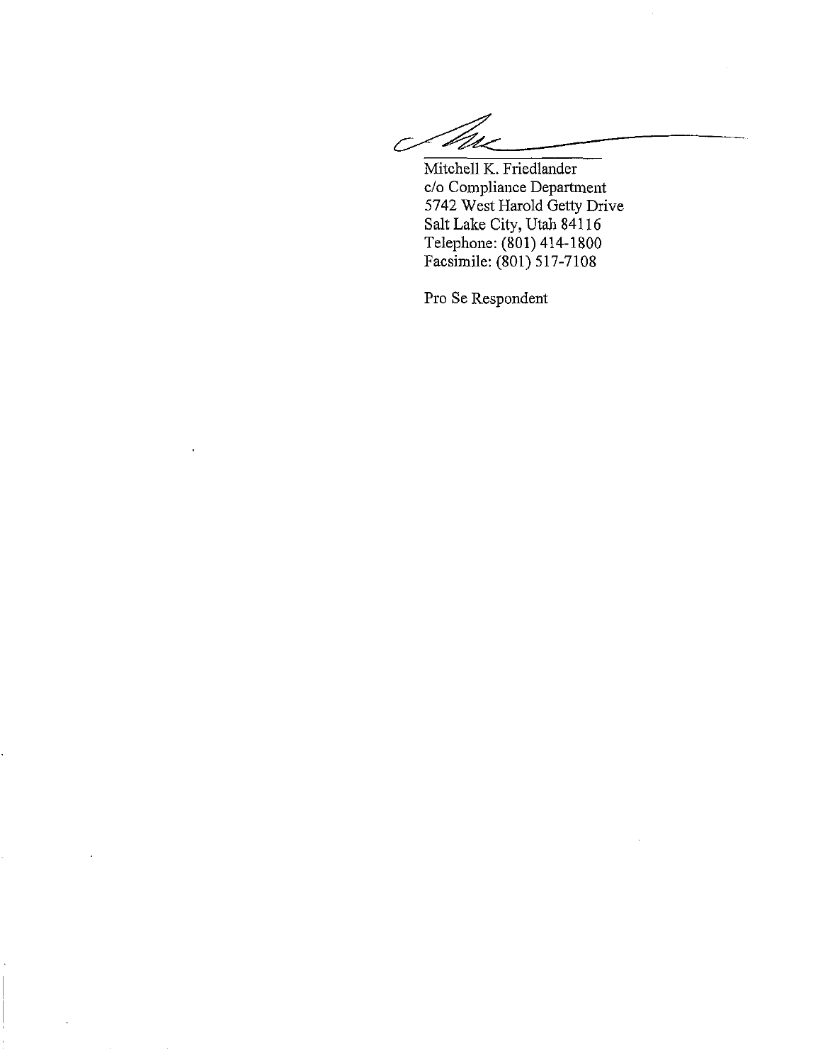Mitchell K. Friedlander
c/o Compliance Department
5742 West Harold Getty Drive
Salt Lake City, Utah 84116
Telephone: (801) 414-1800
Facsimile: (801) 517-7108

Pro Se Respondent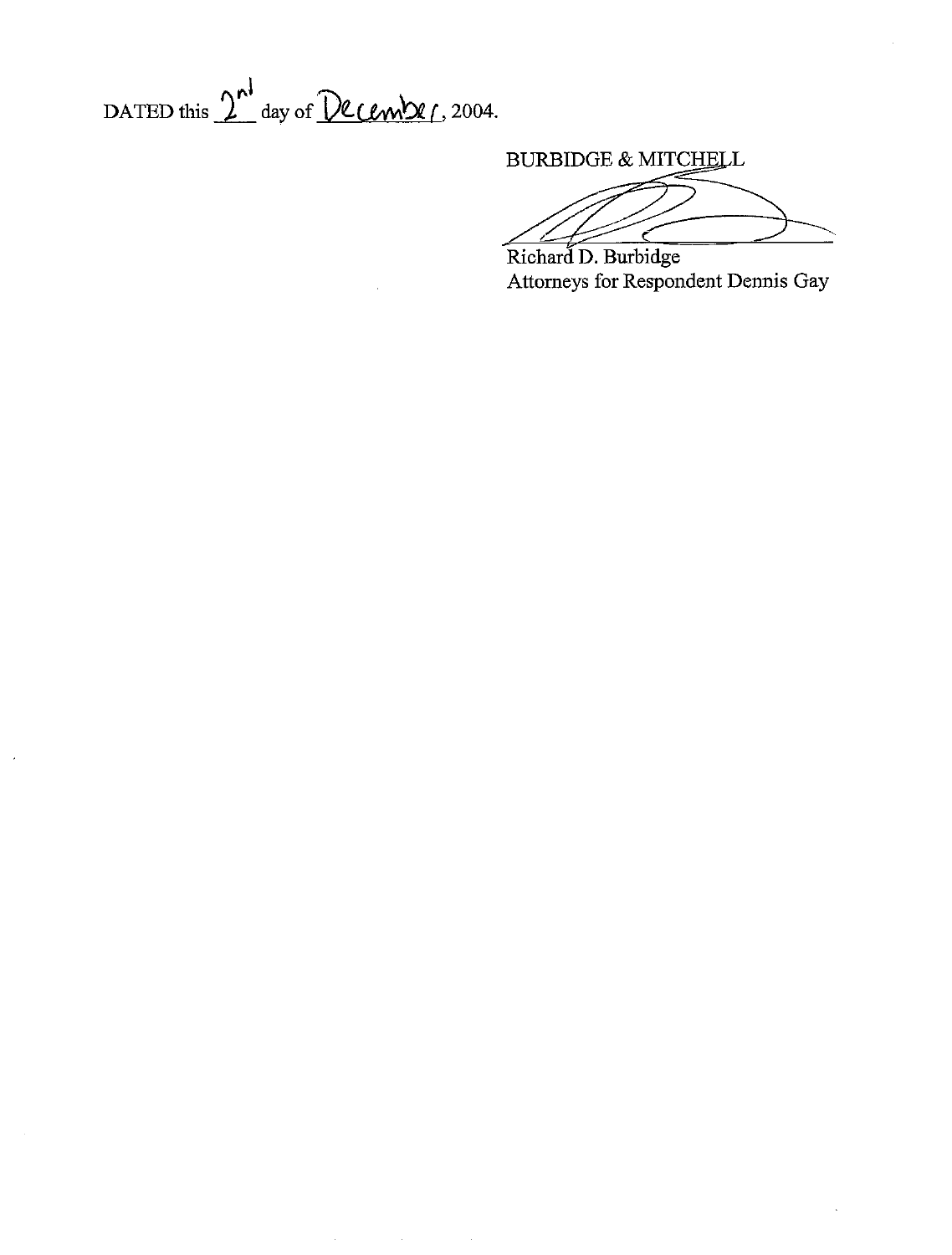DATED this 2nd day of December, 2004.

BURBIDGE & MITCHELL

Richard D. Burbidge
Attorneys for Respondent Dennis Gay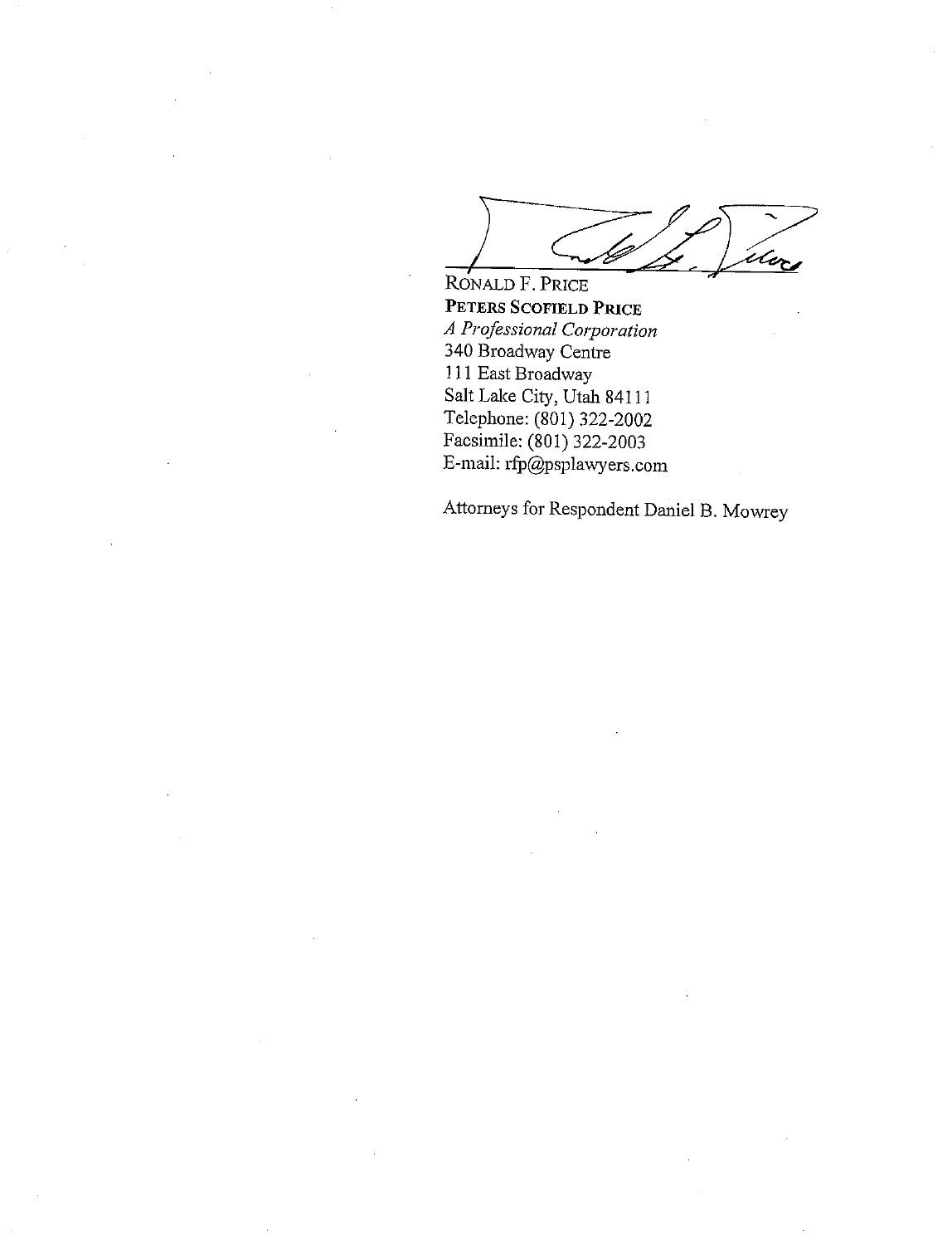RONALD F. PRICE
**PETERS SCOFIELD PRICE**
*A Professional Corporation*
340 Broadway Centre
111 East Broadway
Salt Lake City, Utah 84111
Telephone: (801) 322-2002
Facsimile: (801) 322-2003
E-mail: rfp@psplawyers.com

Attorneys for Respondent Daniel B. Mowrey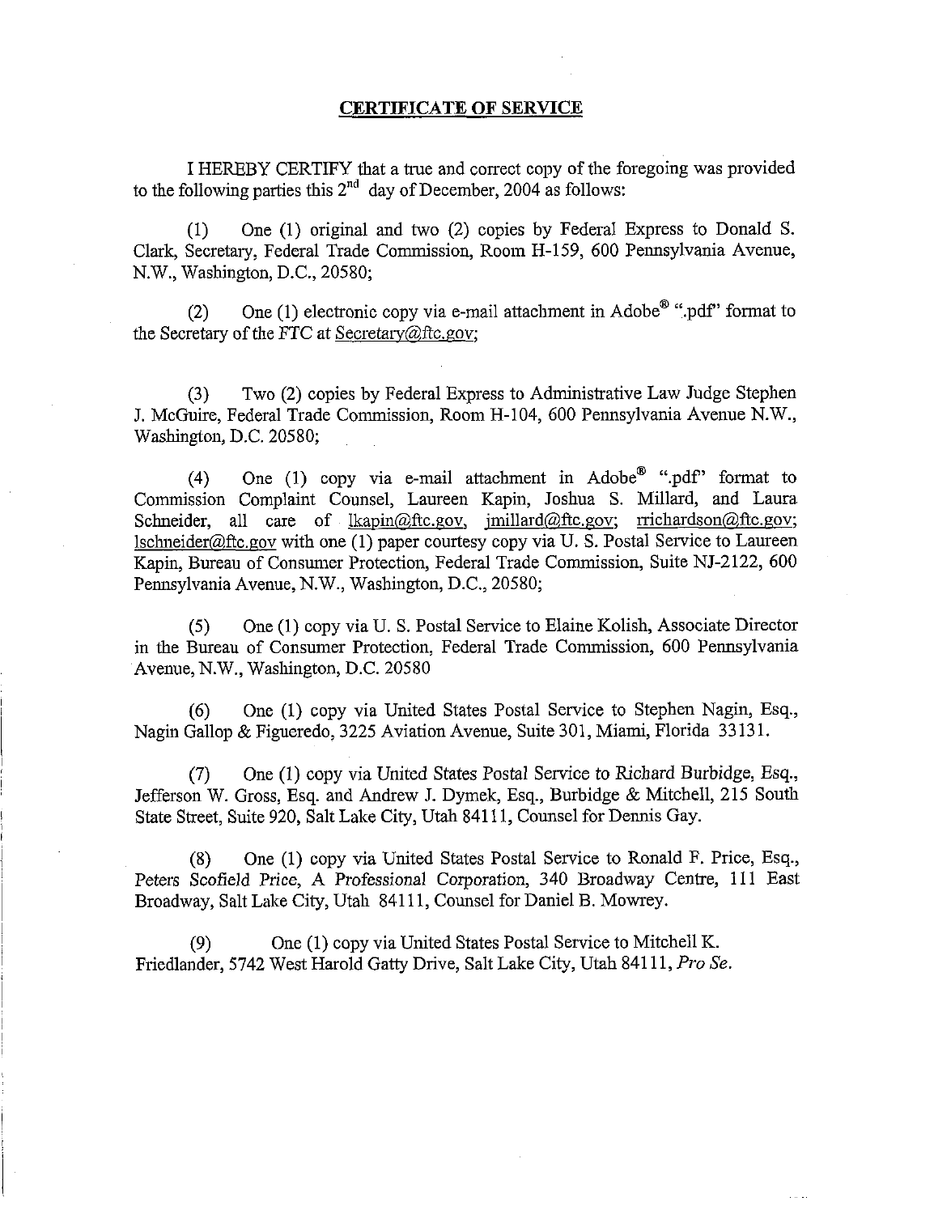## CERTIFICATE OF SERVICE

I HEREBY CERTIFY that a true and correct copy of the foregoing was provided to the following parties this 2nd day of December, 2004 as follows:

(1) One (1) original and two (2) copies by Federal Express to Donald S. Clark, Secretary, Federal Trade Commission, Room H-159, 600 Pennsylvania Avenue, N.W., Washington, D.C., 20580;

(2) One (1) electronic copy via e-mail attachment in Adobe® ".pdf" format to the Secretary of the FTC at Secretary@ftc.gov;

(3) Two (2) copies by Federal Express to Administrative Law Judge Stephen J. McGuire, Federal Trade Commission, Room H-104, 600 Pennsylvania Avenue N.W., Washington, D.C. 20580;

(4) One (1) copy via e-mail attachment in Adobe® ".pdf" format to Commission Complaint Counsel, Laureen Kapin, Joshua S. Millard, and Laura Schneider, all care of lkapin@ftc.gov, jmillard@ftc.gov; rrichardson@ftc.gov; lschneider@ftc.gov with one (1) paper courtesy copy via U. S. Postal Service to Laureen Kapin, Bureau of Consumer Protection, Federal Trade Commission, Suite NJ-2122, 600 Pennsylvania Avenue, N.W., Washington, D.C., 20580;

(5) One (1) copy via U. S. Postal Service to Elaine Kolish, Associate Director in the Bureau of Consumer Protection, Federal Trade Commission, 600 Pennsylvania Avenue, N.W., Washington, D.C. 20580

(6) One (1) copy via United States Postal Service to Stephen Nagin, Esq., Nagin Gallop & Figueredo, 3225 Aviation Avenue, Suite 301, Miami, Florida 33131.

(7) One (1) copy via United States Postal Service to Richard Burbidge, Esq., Jefferson W. Gross, Esq. and Andrew J. Dymek, Esq., Burbidge & Mitchell, 215 South State Street, Suite 920, Salt Lake City, Utah 84111, Counsel for Dennis Gay.

(8) One (1) copy via United States Postal Service to Ronald F. Price, Esq., Peters Scofield Price, A Professional Corporation, 340 Broadway Centre, 111 East Broadway, Salt Lake City, Utah 84111, Counsel for Daniel B. Mowrey.

(9) One (1) copy via United States Postal Service to Mitchell K. Friedlander, 5742 West Harold Gatty Drive, Salt Lake City, Utah 84111, *Pro Se.*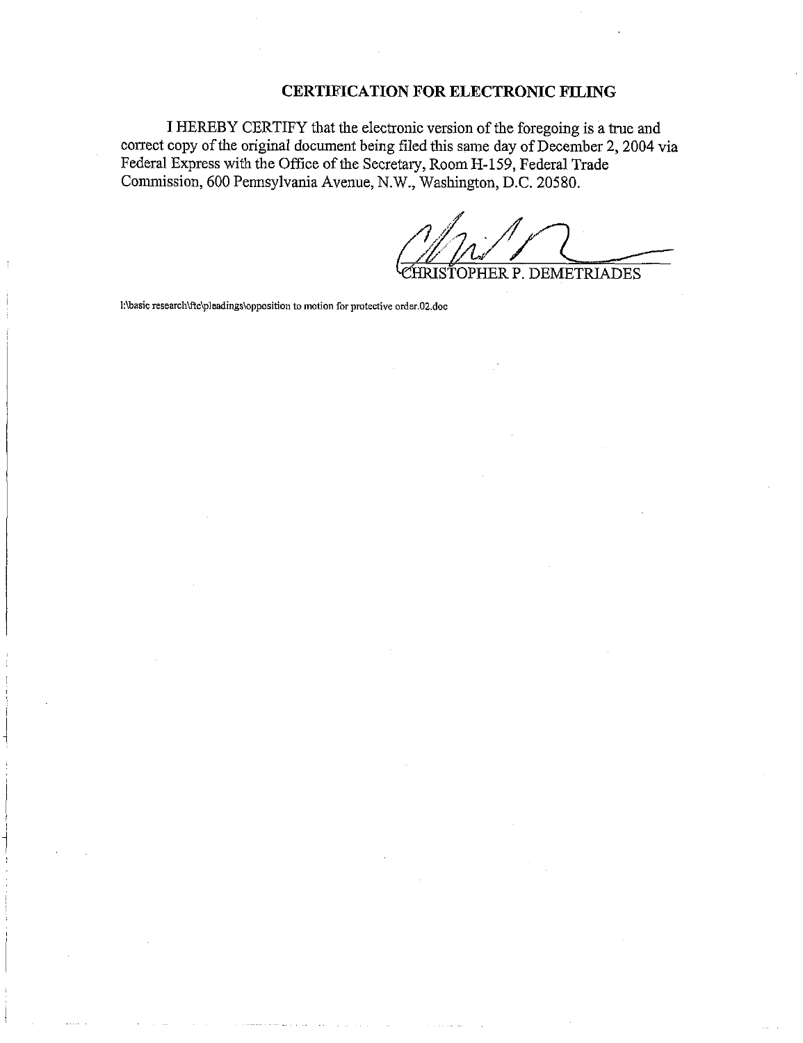## CERTIFICATION FOR ELECTRONIC FILING

I HEREBY CERTIFY that the electronic version of the foregoing is a true and correct copy of the original document being filed this same day of December 2, 2004 via Federal Express with the Office of the Secretary, Room H-159, Federal Trade Commission, 600 Pennsylvania Avenue, N.W., Washington, D.C. 20580.

CHRISTOPHER P. DEMETRIADES

I:\basic research\ftc\pleadings\opposition to motion for protective order.02.doc